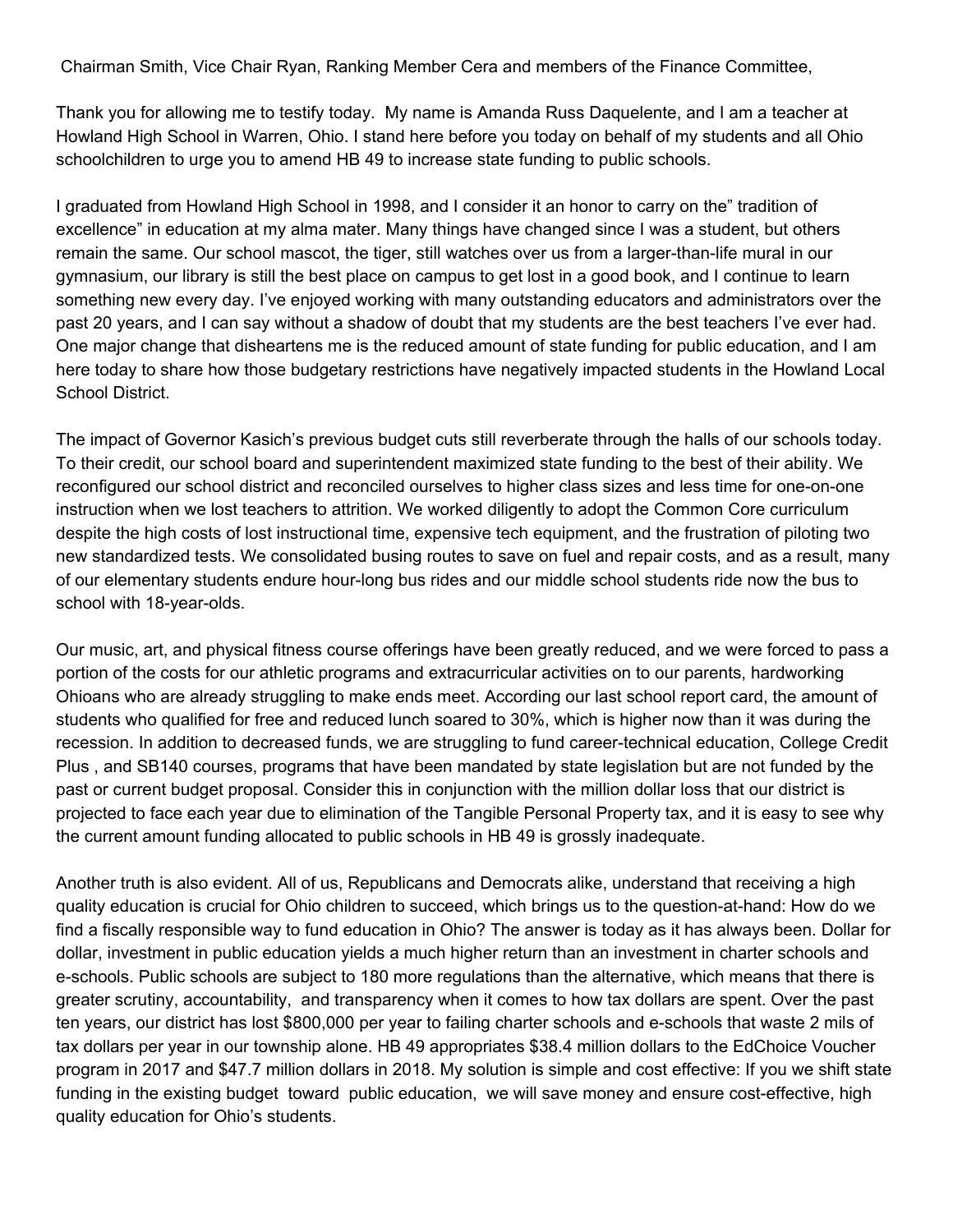Chairman Smith, Vice Chair Ryan, Ranking Member Cera and members of the Finance Committee,

Thank you for allowing me to testify today. My name is Amanda Russ Daquelente, and I am a teacher at Howland High School in Warren, Ohio. I stand here before you today on behalf of my students and all Ohio schoolchildren to urge you to amend HB 49 to increase state funding to public schools.

I graduated from Howland High School in 1998, and I consider it an honor to carry on the" tradition of excellence" in education at my alma mater. Many things have changed since I was a student, but others remain the same. Our school mascot, the tiger, still watches over us from a larger-than-life mural in our gymnasium, our library is still the best place on campus to get lost in a good book, and I continue to learn something new every day. I've enjoyed working with many outstanding educators and administrators over the past 20 years, and I can say without a shadow of doubt that my students are the best teachers I've ever had. One major change that disheartens me is the reduced amount of state funding for public education, and I am here today to share how those budgetary restrictions have negatively impacted students in the Howland Local School District.

The impact of Governor Kasich's previous budget cuts still reverberate through the halls of our schools today. To their credit, our school board and superintendent maximized state funding to the best of their ability. We reconfigured our school district and reconciled ourselves to higher class sizes and less time for one-on-one instruction when we lost teachers to attrition. We worked diligently to adopt the Common Core curriculum despite the high costs of lost instructional time, expensive tech equipment, and the frustration of piloting two new standardized tests. We consolidated busing routes to save on fuel and repair costs, and as a result, many of our elementary students endure hour-long bus rides and our middle school students ride now the bus to school with 18-year-olds.

Our music, art, and physical fitness course offerings have been greatly reduced, and we were forced to pass a portion of the costs for our athletic programs and extracurricular activities on to our parents, hardworking Ohioans who are already struggling to make ends meet. According our last school report card, the amount of students who qualified for free and reduced lunch soared to 30%, which is higher now than it was during the recession. In addition to decreased funds, we are struggling to fund career-technical education, College Credit Plus , and SB140 courses, programs that have been mandated by state legislation but are not funded by the past or current budget proposal. Consider this in conjunction with the million dollar loss that our district is projected to face each year due to elimination of the Tangible Personal Property tax, and it is easy to see why the current amount funding allocated to public schools in HB 49 is grossly inadequate.

Another truth is also evident. All of us, Republicans and Democrats alike, understand that receiving a high quality education is crucial for Ohio children to succeed, which brings us to the question-at-hand: How do we find a fiscally responsible way to fund education in Ohio? The answer is today as it has always been. Dollar for dollar, investment in public education yields a much higher return than an investment in charter schools and e-schools. Public schools are subject to 180 more regulations than the alternative, which means that there is greater scrutiny, accountability, and transparency when it comes to how tax dollars are spent. Over the past ten years, our district has lost $800,000 per year to failing charter schools and e-schools that waste 2 mils of tax dollars per year in our township alone. HB 49 appropriates $38.4 million dollars to the EdChoice Voucher program in 2017 and $47.7 million dollars in 2018. My solution is simple and cost effective: If you we shift state funding in the existing budget toward public education, we will save money and ensure cost-effective, high quality education for Ohio's students.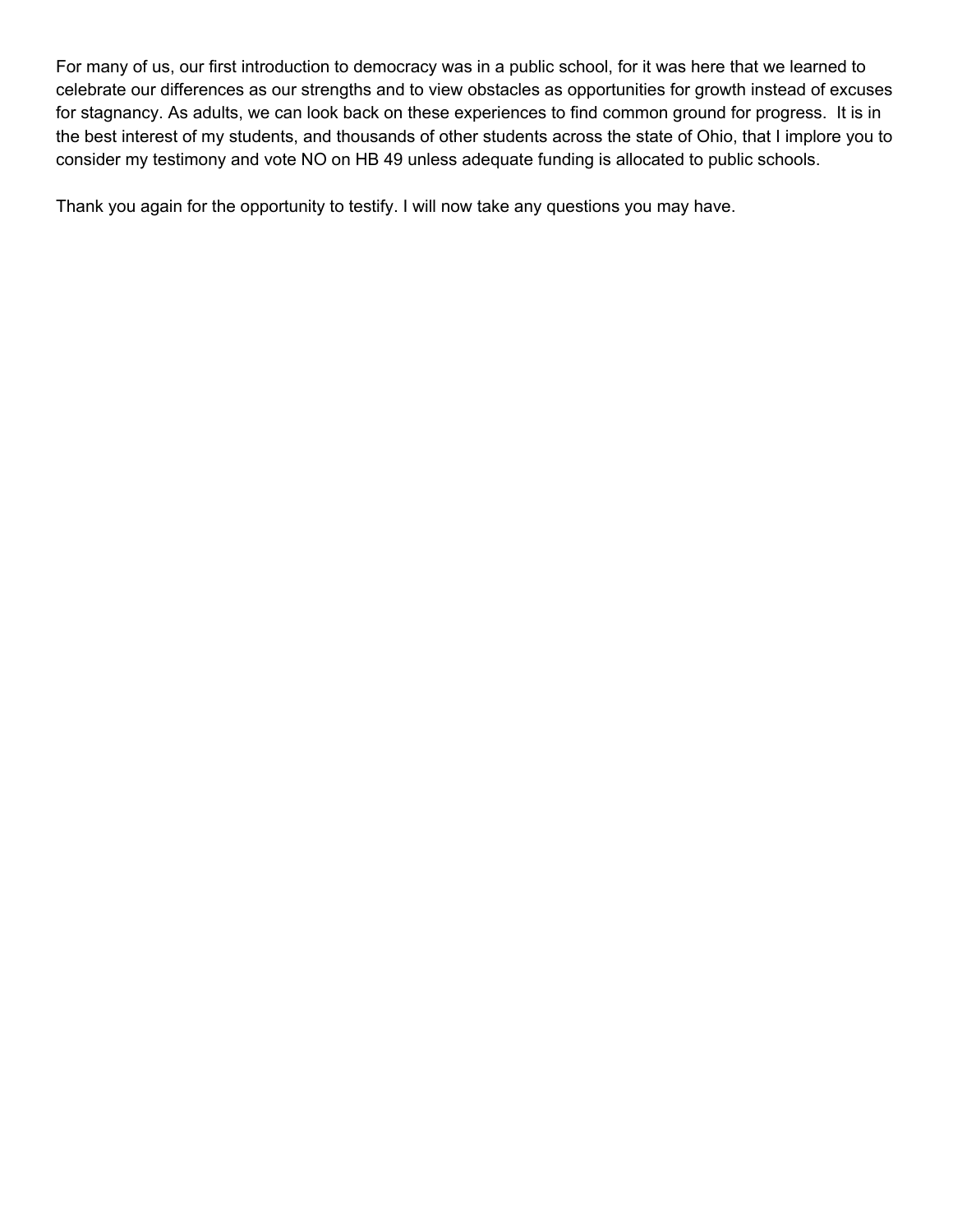For many of us, our first introduction to democracy was in a public school, for it was here that we learned to celebrate our differences as our strengths and to view obstacles as opportunities for growth instead of excuses for stagnancy. As adults, we can look back on these experiences to find common ground for progress. It is in the best interest of my students, and thousands of other students across the state of Ohio, that I implore you to consider my testimony and vote NO on HB 49 unless adequate funding is allocated to public schools.

Thank you again for the opportunity to testify. I will now take any questions you may have.